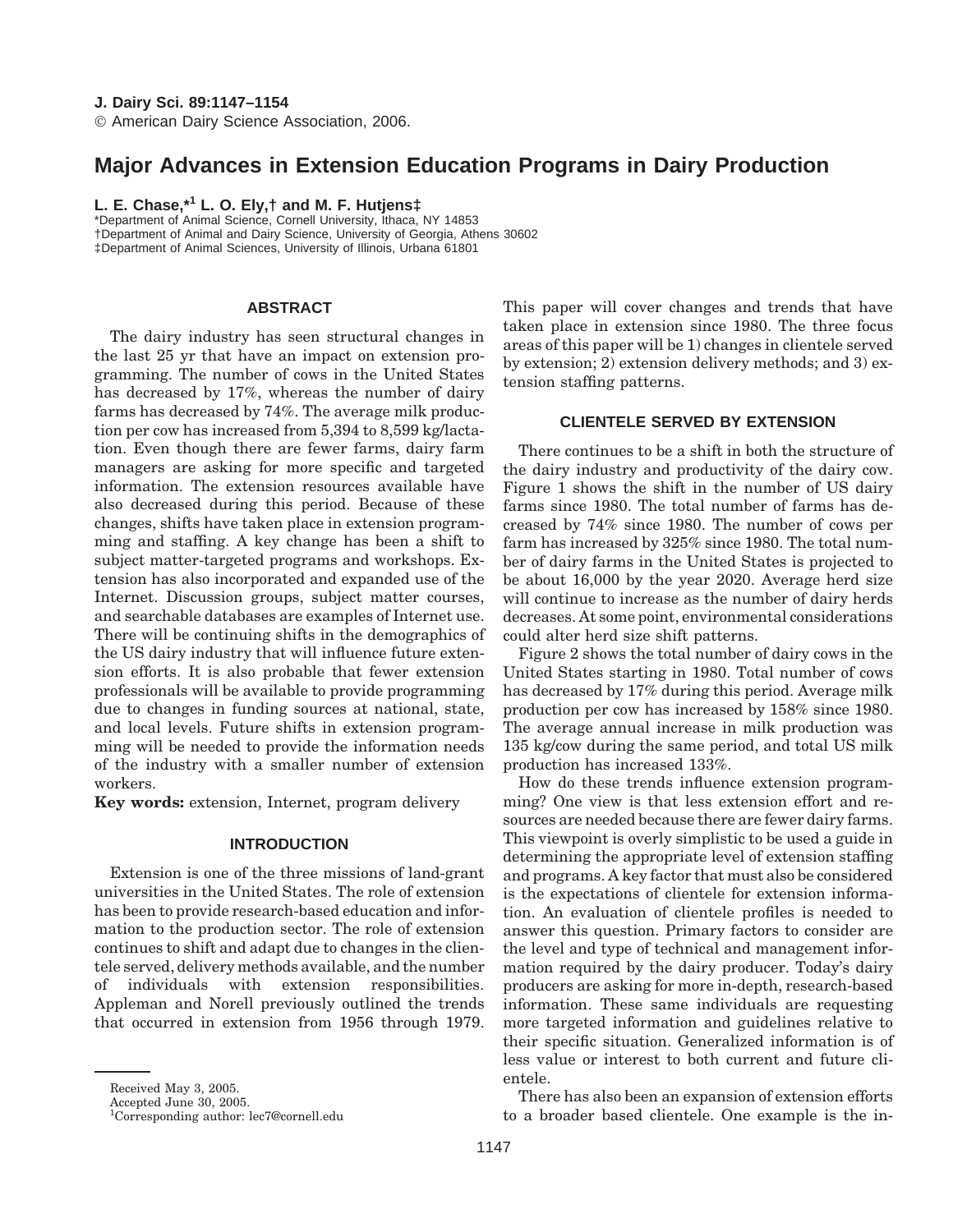# Major Advances in Extension Education Programs in Dairy Production

**L. E. Chase,*[1] L. O. Ely,† and M. F. Hutjens‡**

*Department of Animal Science, Cornell University, Ithaca, NY 14853
†Department of Animal and Dairy Science, University of Georgia, Athens 30602
‡Department of Animal Sciences, University of Illinois, Urbana 61801

## ABSTRACT

The dairy industry has seen structural changes in the last 25 yr that have an impact on extension programming. The number of cows in the United States has decreased by 17%, whereas the number of dairy farms has decreased by 74%. The average milk production per cow has increased from 5,394 to 8,599 kg/lactation. Even though there are fewer farms, dairy farm managers are asking for more specific and targeted information. The extension resources available have also decreased during this period. Because of these changes, shifts have taken place in extension programming and staffing. A key change has been a shift to subject matter-targeted programs and workshops. Extension has also incorporated and expanded use of the Internet. Discussion groups, subject matter courses, and searchable databases are examples of Internet use. There will be continuing shifts in the demographics of the US dairy industry that will influence future extension efforts. It is also probable that fewer extension professionals will be available to provide programming due to changes in funding sources at national, state, and local levels. Future shifts in extension programming will be needed to provide the information needs of the industry with a smaller number of extension workers.

**Key words:** extension, Internet, program delivery

## INTRODUCTION

Extension is one of the three missions of land-grant universities in the United States. The role of extension has been to provide research-based education and information to the production sector. The role of extension continues to shift and adapt due to changes in the clientele served, delivery methods available, and the number of individuals with extension responsibilities. Appleman and Norell previously outlined the trends that occurred in extension from 1956 through 1979. This paper will cover changes and trends that have taken place in extension since 1980. The three focus areas of this paper will be 1) changes in clientele served by extension; 2) extension delivery methods; and 3) extension staffing patterns.

## CLIENTELE SERVED BY EXTENSION

There continues to be a shift in both the structure of the dairy industry and productivity of the dairy cow. Figure 1 shows the shift in the number of US dairy farms since 1980. The total number of farms has decreased by 74% since 1980. The number of cows per farm has increased by 325% since 1980. The total number of dairy farms in the United States is projected to be about 16,000 by the year 2020. Average herd size will continue to increase as the number of dairy herds decreases. At some point, environmental considerations could alter herd size shift patterns.

Figure 2 shows the total number of dairy cows in the United States starting in 1980. Total number of cows has decreased by 17% during this period. Average milk production per cow has increased by 158% since 1980. The average annual increase in milk production was 135 kg/cow during the same period, and total US milk production has increased 133%.

How do these trends influence extension programming? One view is that less extension effort and resources are needed because there are fewer dairy farms. This viewpoint is overly simplistic to be used a guide in determining the appropriate level of extension staffing and programs. A key factor that must also be considered is the expectations of clientele for extension information. An evaluation of clientele profiles is needed to answer this question. Primary factors to consider are the level and type of technical and management information required by the dairy producer. Today's dairy producers are asking for more in-depth, research-based information. These same individuals are requesting more targeted information and guidelines relative to their specific situation. Generalized information is of less value or interest to both current and future clientele.

There has also been an expansion of extension efforts to a broader based clientele. One example is the in-

Received May 3, 2005.
Accepted June 30, 2005.
[1]Corresponding author: lec7@cornell.edu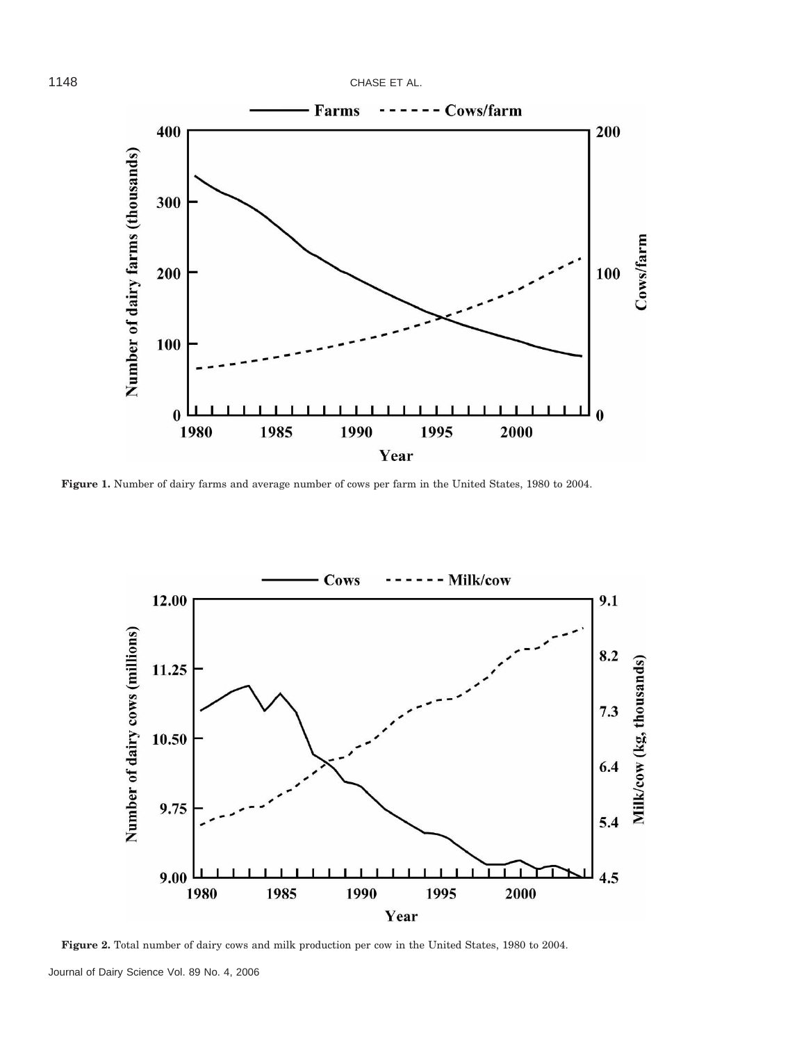Figure 1. Number of dairy farms and average number of cows per farm in the United States, 1980 to 2004.

Figure 2. Total number of dairy cows and milk production per cow in the United States, 1980 to 2004.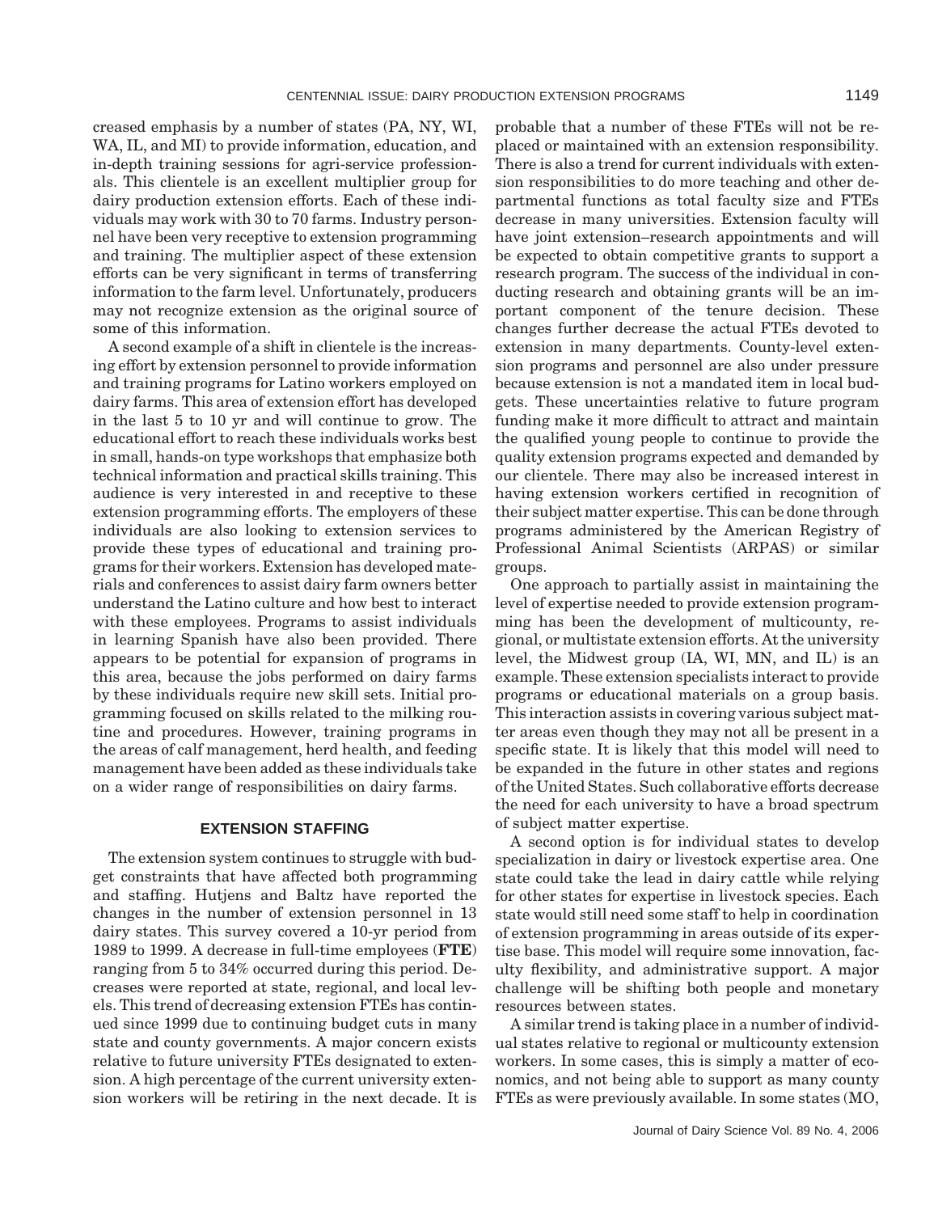creased emphasis by a number of states (PA, NY, WI, WA, IL, and MI) to provide information, education, and in-depth training sessions for agri-service professionals. This clientele is an excellent multiplier group for dairy production extension efforts. Each of these individuals may work with 30 to 70 farms. Industry personnel have been very receptive to extension programming and training. The multiplier aspect of these extension efforts can be very significant in terms of transferring information to the farm level. Unfortunately, producers may not recognize extension as the original source of some of this information.

A second example of a shift in clientele is the increasing effort by extension personnel to provide information and training programs for Latino workers employed on dairy farms. This area of extension effort has developed in the last 5 to 10 yr and will continue to grow. The educational effort to reach these individuals works best in small, hands-on type workshops that emphasize both technical information and practical skills training. This audience is very interested in and receptive to these extension programming efforts. The employers of these individuals are also looking to extension services to provide these types of educational and training programs for their workers. Extension has developed materials and conferences to assist dairy farm owners better understand the Latino culture and how best to interact with these employees. Programs to assist individuals in learning Spanish have also been provided. There appears to be potential for expansion of programs in this area, because the jobs performed on dairy farms by these individuals require new skill sets. Initial programming focused on skills related to the milking routine and procedures. However, training programs in the areas of calf management, herd health, and feeding management have been added as these individuals take on a wider range of responsibilities on dairy farms.

## EXTENSION STAFFING

The extension system continues to struggle with budget constraints that have affected both programming and staffing. Hutjens and Baltz have reported the changes in the number of extension personnel in 13 dairy states. This survey covered a 10-yr period from 1989 to 1999. A decrease in full-time employees (**FTE**) ranging from 5 to 34% occurred during this period. Decreases were reported at state, regional, and local levels. This trend of decreasing extension FTEs has continued since 1999 due to continuing budget cuts in many state and county governments. A major concern exists relative to future university FTEs designated to extension. A high percentage of the current university extension workers will be retiring in the next decade. It is probable that a number of these FTEs will not be replaced or maintained with an extension responsibility. There is also a trend for current individuals with extension responsibilities to do more teaching and other departmental functions as total faculty size and FTEs decrease in many universities. Extension faculty will have joint extension–research appointments and will be expected to obtain competitive grants to support a research program. The success of the individual in conducting research and obtaining grants will be an important component of the tenure decision. These changes further decrease the actual FTEs devoted to extension in many departments. County-level extension programs and personnel are also under pressure because extension is not a mandated item in local budgets. These uncertainties relative to future program funding make it more difficult to attract and maintain the qualified young people to continue to provide the quality extension programs expected and demanded by our clientele. There may also be increased interest in having extension workers certified in recognition of their subject matter expertise. This can be done through programs administered by the American Registry of Professional Animal Scientists (ARPAS) or similar groups.

One approach to partially assist in maintaining the level of expertise needed to provide extension programming has been the development of multicounty, regional, or multistate extension efforts. At the university level, the Midwest group (IA, WI, MN, and IL) is an example. These extension specialists interact to provide programs or educational materials on a group basis. This interaction assists in covering various subject matter areas even though they may not all be present in a specific state. It is likely that this model will need to be expanded in the future in other states and regions of the United States. Such collaborative efforts decrease the need for each university to have a broad spectrum of subject matter expertise.

A second option is for individual states to develop specialization in dairy or livestock expertise area. One state could take the lead in dairy cattle while relying for other states for expertise in livestock species. Each state would still need some staff to help in coordination of extension programming in areas outside of its expertise base. This model will require some innovation, faculty flexibility, and administrative support. A major challenge will be shifting both people and monetary resources between states.

A similar trend is taking place in a number of individual states relative to regional or multicounty extension workers. In some cases, this is simply a matter of economics, and not being able to support as many county FTEs as were previously available. In some states (MO,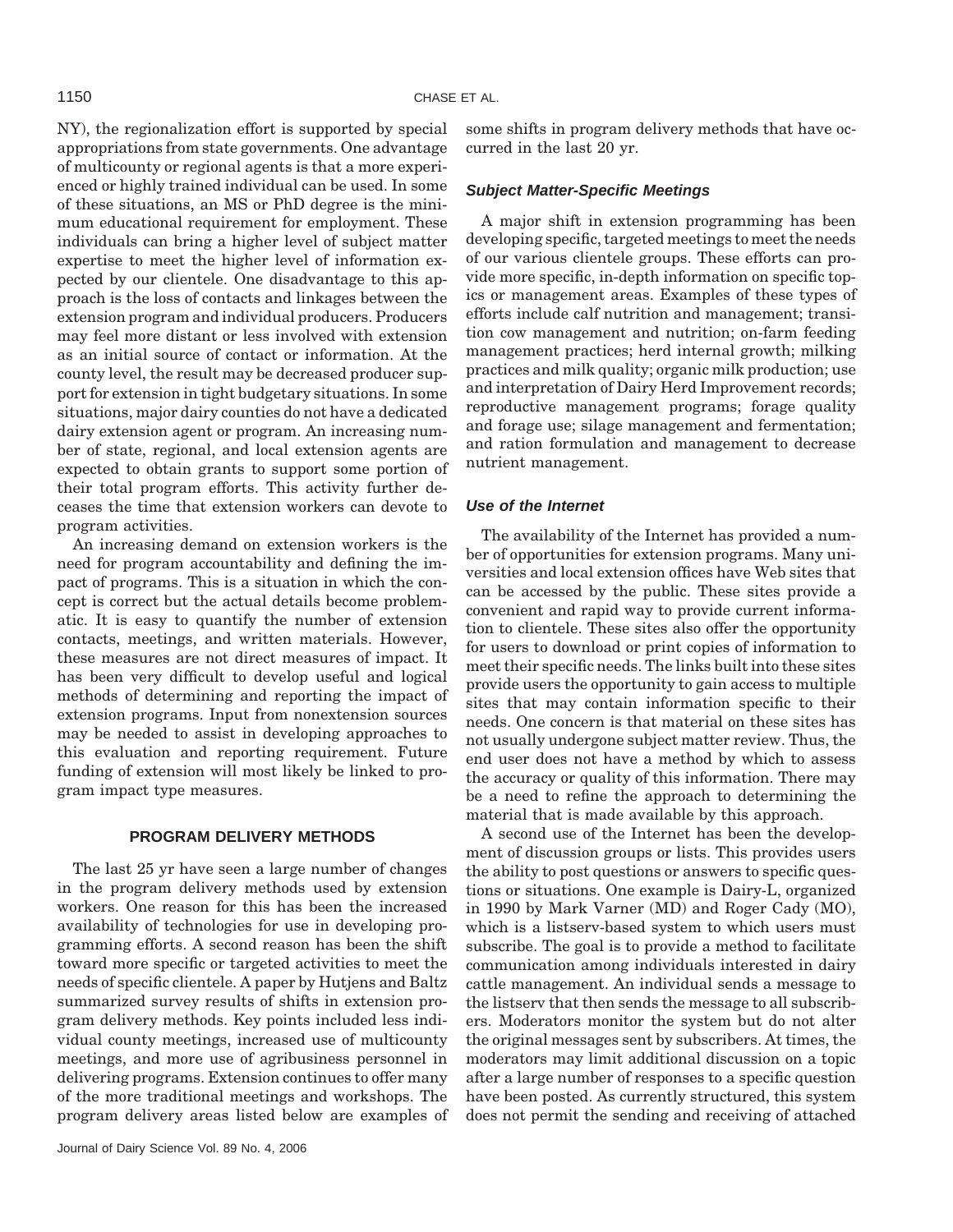NY), the regionalization effort is supported by special appropriations from state governments. One advantage of multicounty or regional agents is that a more experienced or highly trained individual can be used. In some of these situations, an MS or PhD degree is the minimum educational requirement for employment. These individuals can bring a higher level of subject matter expertise to meet the higher level of information expected by our clientele. One disadvantage to this approach is the loss of contacts and linkages between the extension program and individual producers. Producers may feel more distant or less involved with extension as an initial source of contact or information. At the county level, the result may be decreased producer support for extension in tight budgetary situations. In some situations, major dairy counties do not have a dedicated dairy extension agent or program. An increasing number of state, regional, and local extension agents are expected to obtain grants to support some portion of their total program efforts. This activity further deceases the time that extension workers can devote to program activities.

An increasing demand on extension workers is the need for program accountability and defining the impact of programs. This is a situation in which the concept is correct but the actual details become problematic. It is easy to quantify the number of extension contacts, meetings, and written materials. However, these measures are not direct measures of impact. It has been very difficult to develop useful and logical methods of determining and reporting the impact of extension programs. Input from nonextension sources may be needed to assist in developing approaches to this evaluation and reporting requirement. Future funding of extension will most likely be linked to program impact type measures.

## PROGRAM DELIVERY METHODS

The last 25 yr have seen a large number of changes in the program delivery methods used by extension workers. One reason for this has been the increased availability of technologies for use in developing programming efforts. A second reason has been the shift toward more specific or targeted activities to meet the needs of specific clientele. A paper by Hutjens and Baltz summarized survey results of shifts in extension program delivery methods. Key points included less individual county meetings, increased use of multicounty meetings, and more use of agribusiness personnel in delivering programs. Extension continues to offer many of the more traditional meetings and workshops. The program delivery areas listed below are examples of some shifts in program delivery methods that have occurred in the last 20 yr.

### *Subject Matter-Specific Meetings*

A major shift in extension programming has been developing specific, targeted meetings to meet the needs of our various clientele groups. These efforts can provide more specific, in-depth information on specific topics or management areas. Examples of these types of efforts include calf nutrition and management; transition cow management and nutrition; on-farm feeding management practices; herd internal growth; milking practices and milk quality; organic milk production; use and interpretation of Dairy Herd Improvement records; reproductive management programs; forage quality and forage use; silage management and fermentation; and ration formulation and management to decrease nutrient management.

### *Use of the Internet*

The availability of the Internet has provided a number of opportunities for extension programs. Many universities and local extension offices have Web sites that can be accessed by the public. These sites provide a convenient and rapid way to provide current information to clientele. These sites also offer the opportunity for users to download or print copies of information to meet their specific needs. The links built into these sites provide users the opportunity to gain access to multiple sites that may contain information specific to their needs. One concern is that material on these sites has not usually undergone subject matter review. Thus, the end user does not have a method by which to assess the accuracy or quality of this information. There may be a need to refine the approach to determining the material that is made available by this approach.

A second use of the Internet has been the development of discussion groups or lists. This provides users the ability to post questions or answers to specific questions or situations. One example is Dairy-L, organized in 1990 by Mark Varner (MD) and Roger Cady (MO), which is a listserv-based system to which users must subscribe. The goal is to provide a method to facilitate communication among individuals interested in dairy cattle management. An individual sends a message to the listserv that then sends the message to all subscribers. Moderators monitor the system but do not alter the original messages sent by subscribers. At times, the moderators may limit additional discussion on a topic after a large number of responses to a specific question have been posted. As currently structured, this system does not permit the sending and receiving of attached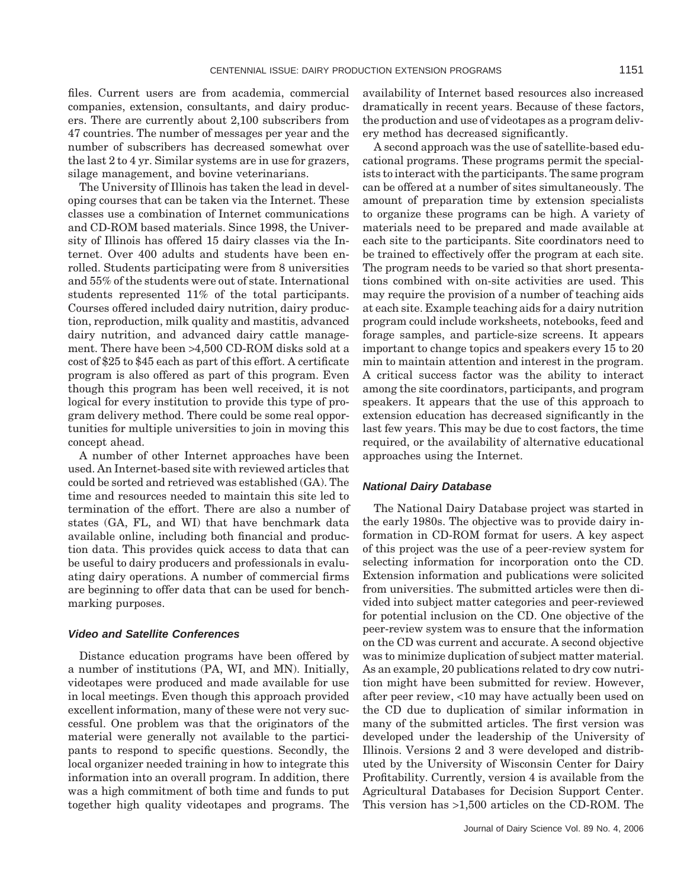files. Current users are from academia, commercial companies, extension, consultants, and dairy producers. There are currently about 2,100 subscribers from 47 countries. The number of messages per year and the number of subscribers has decreased somewhat over the last 2 to 4 yr. Similar systems are in use for grazers, silage management, and bovine veterinarians.

The University of Illinois has taken the lead in developing courses that can be taken via the Internet. These classes use a combination of Internet communications and CD-ROM based materials. Since 1998, the University of Illinois has offered 15 dairy classes via the Internet. Over 400 adults and students have been enrolled. Students participating were from 8 universities and 55% of the students were out of state. International students represented 11% of the total participants. Courses offered included dairy nutrition, dairy production, reproduction, milk quality and mastitis, advanced dairy nutrition, and advanced dairy cattle management. There have been >4,500 CD-ROM disks sold at a cost of $25 to $45 each as part of this effort. A certificate program is also offered as part of this program. Even though this program has been well received, it is not logical for every institution to provide this type of program delivery method. There could be some real opportunities for multiple universities to join in moving this concept ahead.

A number of other Internet approaches have been used. An Internet-based site with reviewed articles that could be sorted and retrieved was established (GA). The time and resources needed to maintain this site led to termination of the effort. There are also a number of states (GA, FL, and WI) that have benchmark data available online, including both financial and production data. This provides quick access to data that can be useful to dairy producers and professionals in evaluating dairy operations. A number of commercial firms are beginning to offer data that can be used for benchmarking purposes.

### *Video and Satellite Conferences*

Distance education programs have been offered by a number of institutions (PA, WI, and MN). Initially, videotapes were produced and made available for use in local meetings. Even though this approach provided excellent information, many of these were not very successful. One problem was that the originators of the material were generally not available to the participants to respond to specific questions. Secondly, the local organizer needed training in how to integrate this information into an overall program. In addition, there was a high commitment of both time and funds to put together high quality videotapes and programs. The availability of Internet based resources also increased dramatically in recent years. Because of these factors, the production and use of videotapes as a program delivery method has decreased significantly.

A second approach was the use of satellite-based educational programs. These programs permit the specialists to interact with the participants. The same program can be offered at a number of sites simultaneously. The amount of preparation time by extension specialists to organize these programs can be high. A variety of materials need to be prepared and made available at each site to the participants. Site coordinators need to be trained to effectively offer the program at each site. The program needs to be varied so that short presentations combined with on-site activities are used. This may require the provision of a number of teaching aids at each site. Example teaching aids for a dairy nutrition program could include worksheets, notebooks, feed and forage samples, and particle-size screens. It appears important to change topics and speakers every 15 to 20 min to maintain attention and interest in the program. A critical success factor was the ability to interact among the site coordinators, participants, and program speakers. It appears that the use of this approach to extension education has decreased significantly in the last few years. This may be due to cost factors, the time required, or the availability of alternative educational approaches using the Internet.

### *National Dairy Database*

The National Dairy Database project was started in the early 1980s. The objective was to provide dairy information in CD-ROM format for users. A key aspect of this project was the use of a peer-review system for selecting information for incorporation onto the CD. Extension information and publications were solicited from universities. The submitted articles were then divided into subject matter categories and peer-reviewed for potential inclusion on the CD. One objective of the peer-review system was to ensure that the information on the CD was current and accurate. A second objective was to minimize duplication of subject matter material. As an example, 20 publications related to dry cow nutrition might have been submitted for review. However, after peer review, <10 may have actually been used on the CD due to duplication of similar information in many of the submitted articles. The first version was developed under the leadership of the University of Illinois. Versions 2 and 3 were developed and distributed by the University of Wisconsin Center for Dairy Profitability. Currently, version 4 is available from the Agricultural Databases for Decision Support Center. This version has >1,500 articles on the CD-ROM. The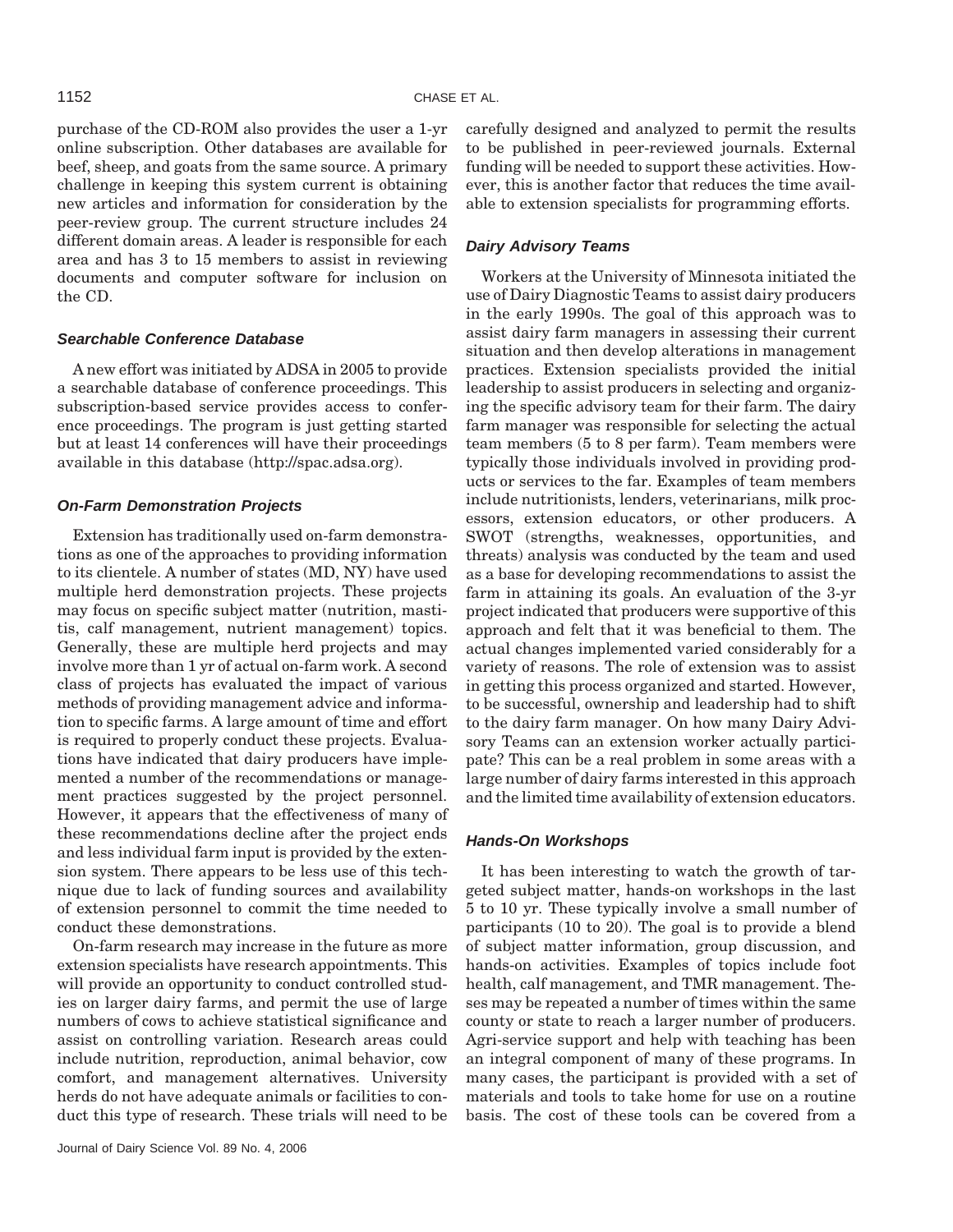purchase of the CD-ROM also provides the user a 1-yr online subscription. Other databases are available for beef, sheep, and goats from the same source. A primary challenge in keeping this system current is obtaining new articles and information for consideration by the peer-review group. The current structure includes 24 different domain areas. A leader is responsible for each area and has 3 to 15 members to assist in reviewing documents and computer software for inclusion on the CD.

### *Searchable Conference Database*

A new effort was initiated by ADSA in 2005 to provide a searchable database of conference proceedings. This subscription-based service provides access to conference proceedings. The program is just getting started but at least 14 conferences will have their proceedings available in this database (http://spac.adsa.org).

### *On-Farm Demonstration Projects*

Extension has traditionally used on-farm demonstrations as one of the approaches to providing information to its clientele. A number of states (MD, NY) have used multiple herd demonstration projects. These projects may focus on specific subject matter (nutrition, mastitis, calf management, nutrient management) topics. Generally, these are multiple herd projects and may involve more than 1 yr of actual on-farm work. A second class of projects has evaluated the impact of various methods of providing management advice and information to specific farms. A large amount of time and effort is required to properly conduct these projects. Evaluations have indicated that dairy producers have implemented a number of the recommendations or management practices suggested by the project personnel. However, it appears that the effectiveness of many of these recommendations decline after the project ends and less individual farm input is provided by the extension system. There appears to be less use of this technique due to lack of funding sources and availability of extension personnel to commit the time needed to conduct these demonstrations.

On-farm research may increase in the future as more extension specialists have research appointments. This will provide an opportunity to conduct controlled studies on larger dairy farms, and permit the use of large numbers of cows to achieve statistical significance and assist on controlling variation. Research areas could include nutrition, reproduction, animal behavior, cow comfort, and management alternatives. University herds do not have adequate animals or facilities to conduct this type of research. These trials will need to be carefully designed and analyzed to permit the results to be published in peer-reviewed journals. External funding will be needed to support these activities. However, this is another factor that reduces the time available to extension specialists for programming efforts.

### *Dairy Advisory Teams*

Workers at the University of Minnesota initiated the use of Dairy Diagnostic Teams to assist dairy producers in the early 1990s. The goal of this approach was to assist dairy farm managers in assessing their current situation and then develop alterations in management practices. Extension specialists provided the initial leadership to assist producers in selecting and organizing the specific advisory team for their farm. The dairy farm manager was responsible for selecting the actual team members (5 to 8 per farm). Team members were typically those individuals involved in providing products or services to the far. Examples of team members include nutritionists, lenders, veterinarians, milk processors, extension educators, or other producers. A SWOT (strengths, weaknesses, opportunities, and threats) analysis was conducted by the team and used as a base for developing recommendations to assist the farm in attaining its goals. An evaluation of the 3-yr project indicated that producers were supportive of this approach and felt that it was beneficial to them. The actual changes implemented varied considerably for a variety of reasons. The role of extension was to assist in getting this process organized and started. However, to be successful, ownership and leadership had to shift to the dairy farm manager. On how many Dairy Advisory Teams can an extension worker actually participate? This can be a real problem in some areas with a large number of dairy farms interested in this approach and the limited time availability of extension educators.

### *Hands-On Workshops*

It has been interesting to watch the growth of targeted subject matter, hands-on workshops in the last 5 to 10 yr. These typically involve a small number of participants (10 to 20). The goal is to provide a blend of subject matter information, group discussion, and hands-on activities. Examples of topics include foot health, calf management, and TMR management. Theses may be repeated a number of times within the same county or state to reach a larger number of producers. Agri-service support and help with teaching has been an integral component of many of these programs. In many cases, the participant is provided with a set of materials and tools to take home for use on a routine basis. The cost of these tools can be covered from a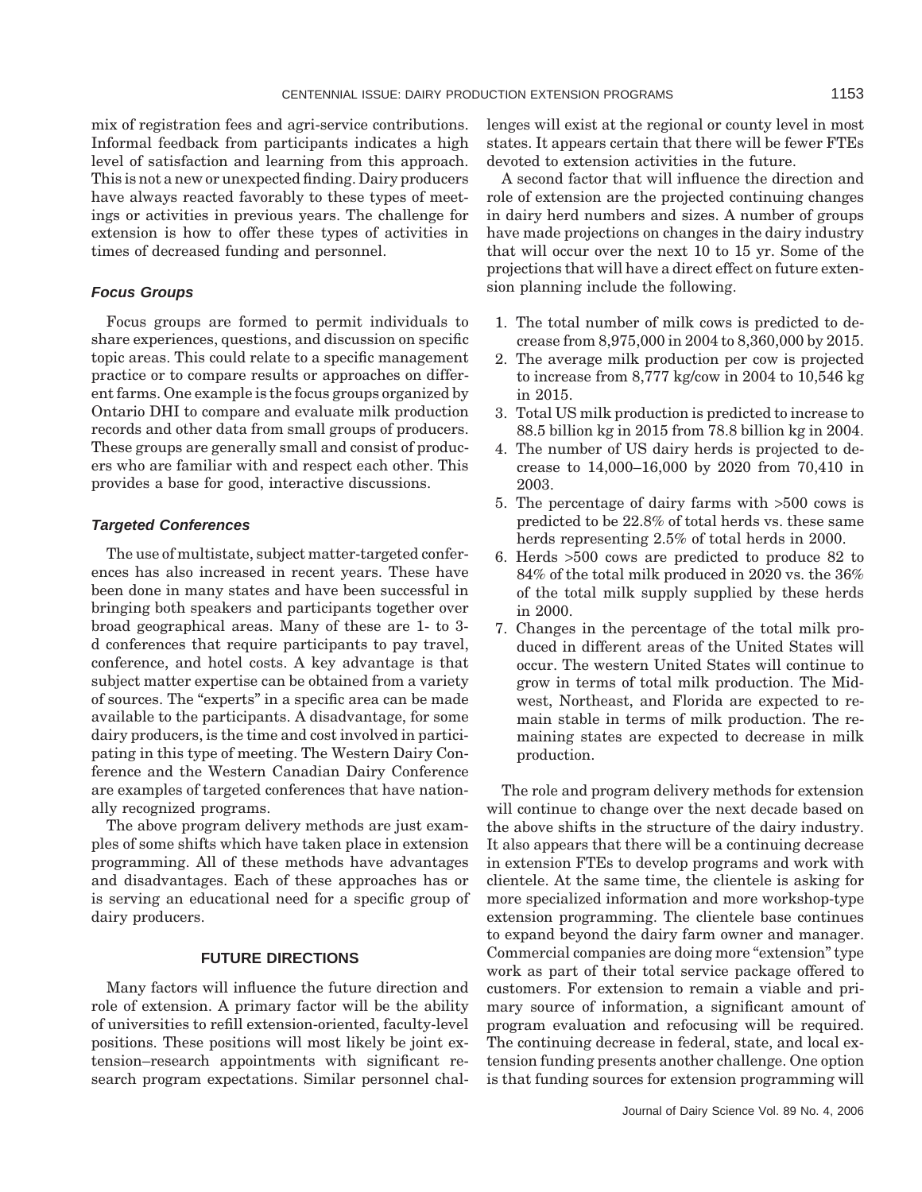mix of registration fees and agri-service contributions. Informal feedback from participants indicates a high level of satisfaction and learning from this approach. This is not a new or unexpected finding. Dairy producers have always reacted favorably to these types of meetings or activities in previous years. The challenge for extension is how to offer these types of activities in times of decreased funding and personnel.

### *Focus Groups*

Focus groups are formed to permit individuals to share experiences, questions, and discussion on specific topic areas. This could relate to a specific management practice or to compare results or approaches on different farms. One example is the focus groups organized by Ontario DHI to compare and evaluate milk production records and other data from small groups of producers. These groups are generally small and consist of producers who are familiar with and respect each other. This provides a base for good, interactive discussions.

### *Targeted Conferences*

The use of multistate, subject matter-targeted conferences has also increased in recent years. These have been done in many states and have been successful in bringing both speakers and participants together over broad geographical areas. Many of these are 1- to 3-d conferences that require participants to pay travel, conference, and hotel costs. A key advantage is that subject matter expertise can be obtained from a variety of sources. The "experts" in a specific area can be made available to the participants. A disadvantage, for some dairy producers, is the time and cost involved in participating in this type of meeting. The Western Dairy Conference and the Western Canadian Dairy Conference are examples of targeted conferences that have nationally recognized programs.

The above program delivery methods are just examples of some shifts which have taken place in extension programming. All of these methods have advantages and disadvantages. Each of these approaches has or is serving an educational need for a specific group of dairy producers.

## FUTURE DIRECTIONS

Many factors will influence the future direction and role of extension. A primary factor will be the ability of universities to refill extension-oriented, faculty-level positions. These positions will most likely be joint extension–research appointments with significant research program expectations. Similar personnel challenges will exist at the regional or county level in most states. It appears certain that there will be fewer FTEs devoted to extension activities in the future.

A second factor that will influence the direction and role of extension are the projected continuing changes in dairy herd numbers and sizes. A number of groups have made projections on changes in the dairy industry that will occur over the next 10 to 15 yr. Some of the projections that will have a direct effect on future extension planning include the following.

1. The total number of milk cows is predicted to decrease from 8,975,000 in 2004 to 8,360,000 by 2015.
2. The average milk production per cow is projected to increase from 8,777 kg/cow in 2004 to 10,546 kg in 2015.
3. Total US milk production is predicted to increase to 88.5 billion kg in 2015 from 78.8 billion kg in 2004.
4. The number of US dairy herds is projected to decrease to 14,000–16,000 by 2020 from 70,410 in 2003.
5. The percentage of dairy farms with >500 cows is predicted to be 22.8% of total herds vs. these same herds representing 2.5% of total herds in 2000.
6. Herds >500 cows are predicted to produce 82 to 84% of the total milk produced in 2020 vs. the 36% of the total milk supply supplied by these herds in 2000.
7. Changes in the percentage of the total milk produced in different areas of the United States will occur. The western United States will continue to grow in terms of total milk production. The Midwest, Northeast, and Florida are expected to remain stable in terms of milk production. The remaining states are expected to decrease in milk production.

The role and program delivery methods for extension will continue to change over the next decade based on the above shifts in the structure of the dairy industry. It also appears that there will be a continuing decrease in extension FTEs to develop programs and work with clientele. At the same time, the clientele is asking for more specialized information and more workshop-type extension programming. The clientele base continues to expand beyond the dairy farm owner and manager. Commercial companies are doing more "extension" type work as part of their total service package offered to customers. For extension to remain a viable and primary source of information, a significant amount of program evaluation and refocusing will be required. The continuing decrease in federal, state, and local extension funding presents another challenge. One option is that funding sources for extension programming will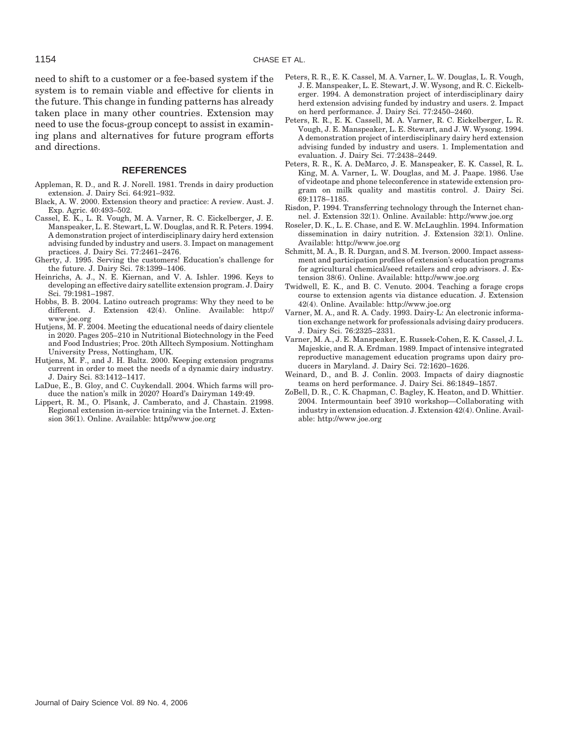need to shift to a customer or a fee-based system if the system is to remain viable and effective for clients in the future. This change in funding patterns has already taken place in many other countries. Extension may need to use the focus-group concept to assist in examining plans and alternatives for future program efforts and directions.

## REFERENCES

Appleman, R. D., and R. J. Norell. 1981. Trends in dairy production extension. J. Dairy Sci. 64:921–932.

Black, A. W. 2000. Extension theory and practice: A review. Aust. J. Exp. Agric. 40:493–502.

Cassel, E. K., L. R. Vough, M. A. Varner, R. C. Eickelberger, J. E. Manspeaker, L. E. Stewart, L. W. Douglas, and R. R. Peters. 1994. A demonstration project of interdisciplinary dairy herd extension advising funded by industry and users. 3. Impact on management practices. J. Dairy Sci. 77:2461–2476.

Gherty, J. 1995. Serving the customers! Education's challenge for the future. J. Dairy Sci. 78:1399–1406.

Heinrichs, A. J., N. E. Kiernan, and V. A. Ishler. 1996. Keys to developing an effective dairy satellite extension program. J. Dairy Sci. 79:1981–1987.

Hobbs, B. B. 2004. Latino outreach programs: Why they need to be different. J. Extension 42(4). Online. Available: http://www.joe.org

Hutjens, M. F. 2004. Meeting the educational needs of dairy clientele in 2020. Pages 205–210 in Nutritional Biotechnology in the Feed and Food Industries; Proc. 20th Alltech Symposium. Nottingham University Press, Nottingham, UK.

Hutjens, M. F., and J. H. Baltz. 2000. Keeping extension programs current in order to meet the needs of a dynamic dairy industry. J. Dairy Sci. 83:1412–1417.

LaDue, E., B. Gloy, and C. Cuykendall. 2004. Which farms will produce the nation's milk in 2020? Hoard's Dairyman 149:49.

Lippert, R. M., O. Plsank, J. Camberato, and J. Chastain. 21998. Regional extension in-service training via the Internet. J. Extension 36(1). Online. Available: http//www.joe.org

Peters, R. R., E. K. Cassel, M. A. Varner, L. W. Douglas, L. R. Vough, J. E. Manspeaker, L. E. Stewart, J. W. Wysong, and R. C. Eickelberger. 1994. A demonstration project of interdisciplinary dairy herd extension advising funded by industry and users. 2. Impact on herd performance. J. Dairy Sci. 77:2450–2460.

Peters, R. R., E. K. Cassell, M. A. Varner, R. C. Eickelberger, L. R. Vough, J. E. Manspeaker, L. E. Stewart, and J. W. Wysong. 1994. A demonstration project of interdisciplinary dairy herd extension advising funded by industry and users. 1. Implementation and evaluation. J. Dairy Sci. 77:2438–2449.

Peters, R. R., K. A. DeMarco, J. E. Manspeaker, E. K. Cassel, R. L. King, M. A. Varner, L. W. Douglas, and M. J. Paape. 1986. Use of videotape and phone teleconference in statewide extension program on milk quality and mastitis control. J. Dairy Sci. 69:1178–1185.

Risdon, P. 1994. Transferring technology through the Internet channel. J. Extension 32(1). Online. Available: http://www.joe.org

Roseler, D. K., L. E. Chase, and E. W. McLaughlin. 1994. Information dissemination in dairy nutrition. J. Extension 32(1). Online. Available: http://www.joe.org

Schmitt, M. A., B. R. Durgan, and S. M. Iverson. 2000. Impact assessment and participation profiles of extension's education programs for agricultural chemical/seed retailers and crop advisors. J. Extension 38(6). Online. Available: http://www.joe.org

Twidwell, E. K., and B. C. Venuto. 2004. Teaching a forage crops course to extension agents via distance education. J. Extension 42(4). Online. Available: http://www.joe.org

Varner, M. A., and R. A. Cady. 1993. Dairy-L: An electronic information exchange network for professionals advising dairy producers. J. Dairy Sci. 76:2325–2331.

Varner, M. A., J. E. Manspeaker, E. Russek-Cohen, E. K. Cassel, J. L. Majeskie, and R. A. Erdman. 1989. Impact of intensive integrated reproductive management education programs upon dairy producers in Maryland. J. Dairy Sci. 72:1620–1626.

Weinard, D., and B. J. Conlin. 2003. Impacts of dairy diagnostic teams on herd performance. J. Dairy Sci. 86:1849–1857.

ZoBell, D. R., C. K. Chapman, C. Bagley, K. Heaton, and D. Whittier. 2004. Intermountain beef 3910 workshop—Collaborating with industry in extension education. J. Extension 42(4). Online. Available: http://www.joe.org